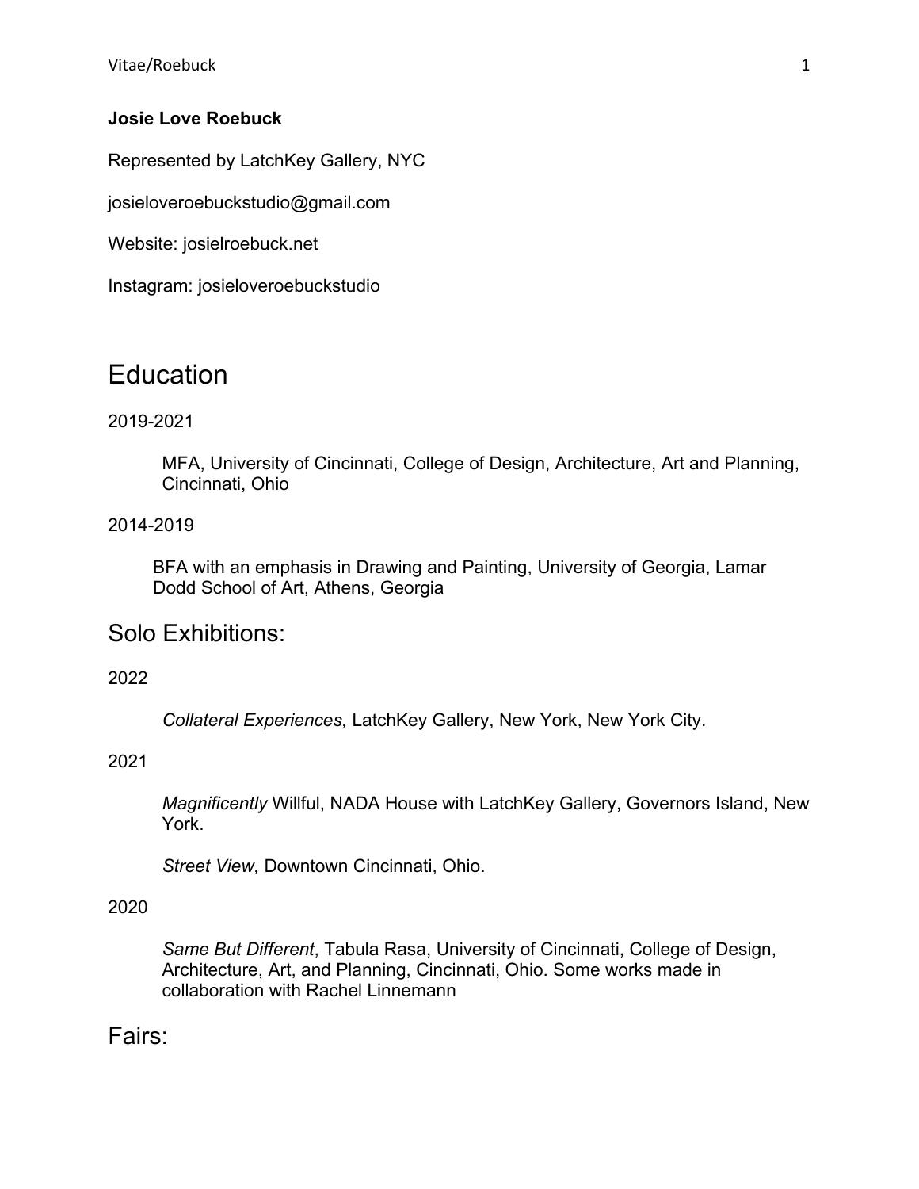**Josie Love Roebuck**

Represented by LatchKey Gallery, NYC

josieloveroebuckstudio@gmail.com

Website: josielroebuck.net

Instagram: josieloveroebuckstudio

# Education

2019-2021

MFA, University of Cincinnati, College of Design, Architecture, Art and Planning, Cincinnati, Ohio

2014-2019

BFA with an emphasis in Drawing and Painting, University of Georgia, Lamar Dodd School of Art, Athens, Georgia

## Solo Exhibitions:

2022

*Collateral Experiences,* LatchKey Gallery, New York, New York City.

2021

*Magnificently* Willful, NADA House with LatchKey Gallery, Governors Island, New York.

*Street View,* Downtown Cincinnati, Ohio.

2020

*Same But Different*, Tabula Rasa, University of Cincinnati, College of Design, Architecture, Art, and Planning, Cincinnati, Ohio. Some works made in collaboration with Rachel Linnemann

## Fairs: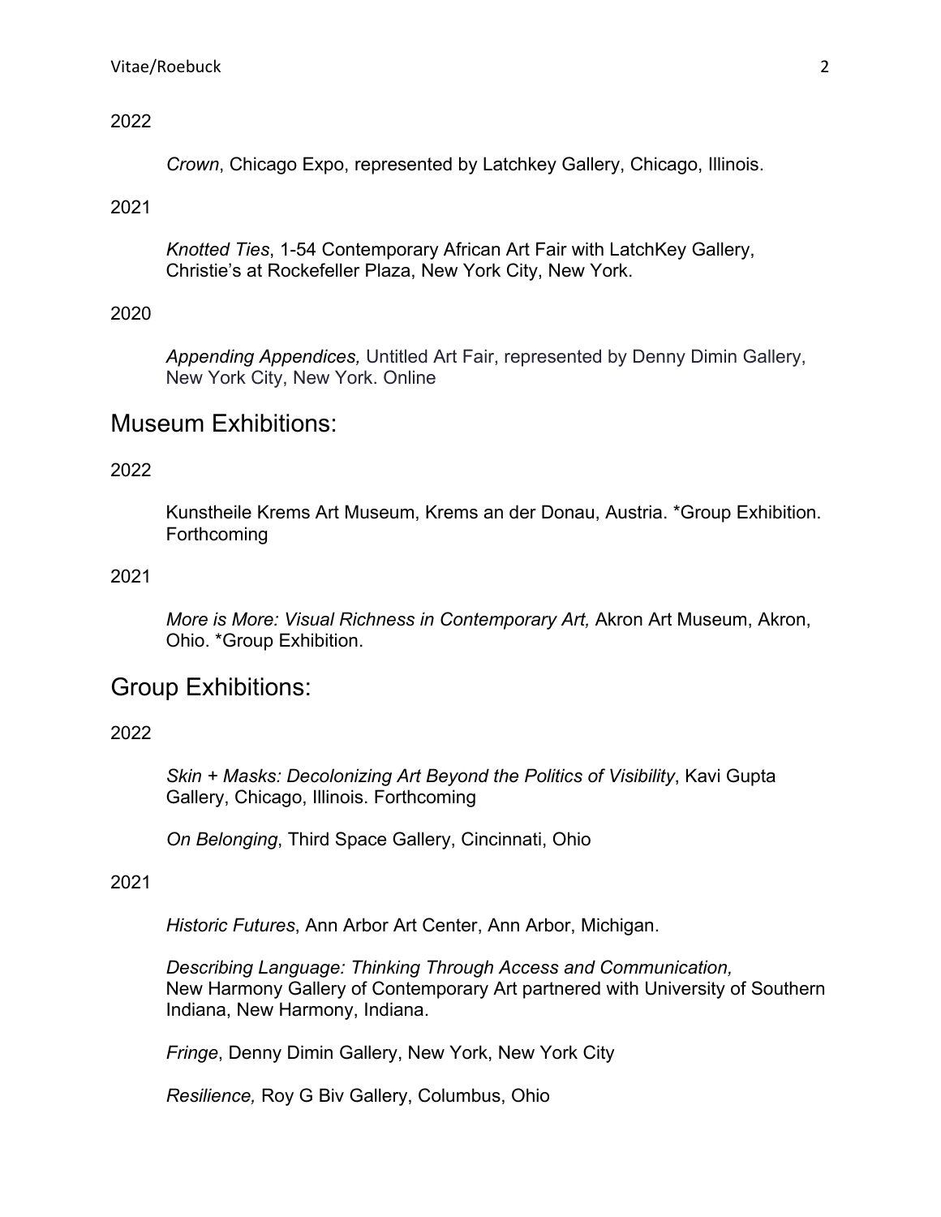2022

*Crown*, Chicago Expo, represented by Latchkey Gallery, Chicago, Illinois.

2021

*Knotted Ties*, 1-54 Contemporary African Art Fair with LatchKey Gallery, Christie's at Rockefeller Plaza, New York City, New York.

2020

*Appending Appendices,* Untitled Art Fair, represented by Denny Dimin Gallery, New York City, New York. Online

## Museum Exhibitions:

2022

Kunstheile Krems Art Museum, Krems an der Donau, Austria. *Group Exhibition. Forthcoming

2021

*More is More: Visual Richness in Contemporary Art,* Akron Art Museum, Akron, Ohio. *Group Exhibition.

## Group Exhibitions:

2022

*Skin + Masks: Decolonizing Art Beyond the Politics of Visibility*, Kavi Gupta Gallery, Chicago, Illinois. Forthcoming

*On Belonging*, Third Space Gallery, Cincinnati, Ohio

2021

*Historic Futures*, Ann Arbor Art Center, Ann Arbor, Michigan.

*Describing Language: Thinking Through Access and Communication,* New Harmony Gallery of Contemporary Art partnered with University of Southern Indiana, New Harmony, Indiana.

*Fringe*, Denny Dimin Gallery, New York, New York City

*Resilience,* Roy G Biv Gallery, Columbus, Ohio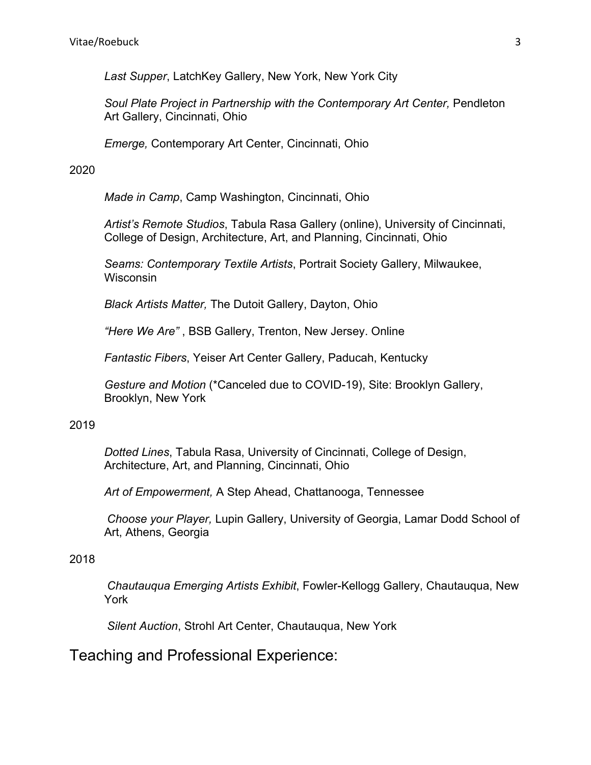*Last Supper*, LatchKey Gallery, New York, New York City

*Soul Plate Project in Partnership with the Contemporary Art Center,* Pendleton Art Gallery, Cincinnati, Ohio

*Emerge,* Contemporary Art Center, Cincinnati, Ohio

2020

*Made in Camp*, Camp Washington, Cincinnati, Ohio

*Artist's Remote Studios*, Tabula Rasa Gallery (online), University of Cincinnati, College of Design, Architecture, Art, and Planning, Cincinnati, Ohio

*Seams: Contemporary Textile Artists*, Portrait Society Gallery, Milwaukee, Wisconsin

*Black Artists Matter,* The Dutoit Gallery, Dayton, Ohio

*"Here We Are"* , BSB Gallery, Trenton, New Jersey. Online

*Fantastic Fibers*, Yeiser Art Center Gallery, Paducah, Kentucky

*Gesture and Motion* (*Canceled due to COVID-19), Site: Brooklyn Gallery, Brooklyn, New York

2019

*Dotted Lines*, Tabula Rasa, University of Cincinnati, College of Design, Architecture, Art, and Planning, Cincinnati, Ohio

*Art of Empowerment,* A Step Ahead, Chattanooga, Tennessee

*Choose your Player,* Lupin Gallery, University of Georgia, Lamar Dodd School of Art, Athens, Georgia

2018

*Chautauqua Emerging Artists Exhibit*, Fowler-Kellogg Gallery, Chautauqua, New York

*Silent Auction*, Strohl Art Center, Chautauqua, New York

## Teaching and Professional Experience: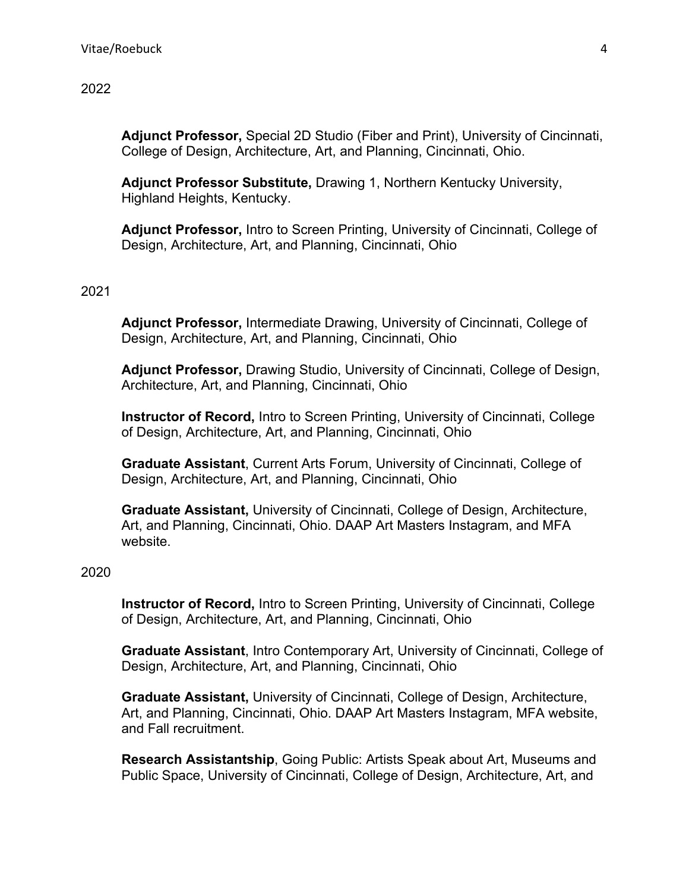2022

**Adjunct Professor,** Special 2D Studio (Fiber and Print), University of Cincinnati, College of Design, Architecture, Art, and Planning, Cincinnati, Ohio.

**Adjunct Professor Substitute,** Drawing 1, Northern Kentucky University, Highland Heights, Kentucky.

**Adjunct Professor,** Intro to Screen Printing, University of Cincinnati, College of Design, Architecture, Art, and Planning, Cincinnati, Ohio

2021

**Adjunct Professor,** Intermediate Drawing, University of Cincinnati, College of Design, Architecture, Art, and Planning, Cincinnati, Ohio

**Adjunct Professor,** Drawing Studio, University of Cincinnati, College of Design, Architecture, Art, and Planning, Cincinnati, Ohio

**Instructor of Record,** Intro to Screen Printing, University of Cincinnati, College of Design, Architecture, Art, and Planning, Cincinnati, Ohio

**Graduate Assistant**, Current Arts Forum, University of Cincinnati, College of Design, Architecture, Art, and Planning, Cincinnati, Ohio

**Graduate Assistant,** University of Cincinnati, College of Design, Architecture, Art, and Planning, Cincinnati, Ohio. DAAP Art Masters Instagram, and MFA website.

2020

**Instructor of Record,** Intro to Screen Printing, University of Cincinnati, College of Design, Architecture, Art, and Planning, Cincinnati, Ohio

**Graduate Assistant**, Intro Contemporary Art, University of Cincinnati, College of Design, Architecture, Art, and Planning, Cincinnati, Ohio

**Graduate Assistant,** University of Cincinnati, College of Design, Architecture, Art, and Planning, Cincinnati, Ohio. DAAP Art Masters Instagram, MFA website, and Fall recruitment.

**Research Assistantship**, Going Public: Artists Speak about Art, Museums and Public Space, University of Cincinnati, College of Design, Architecture, Art, and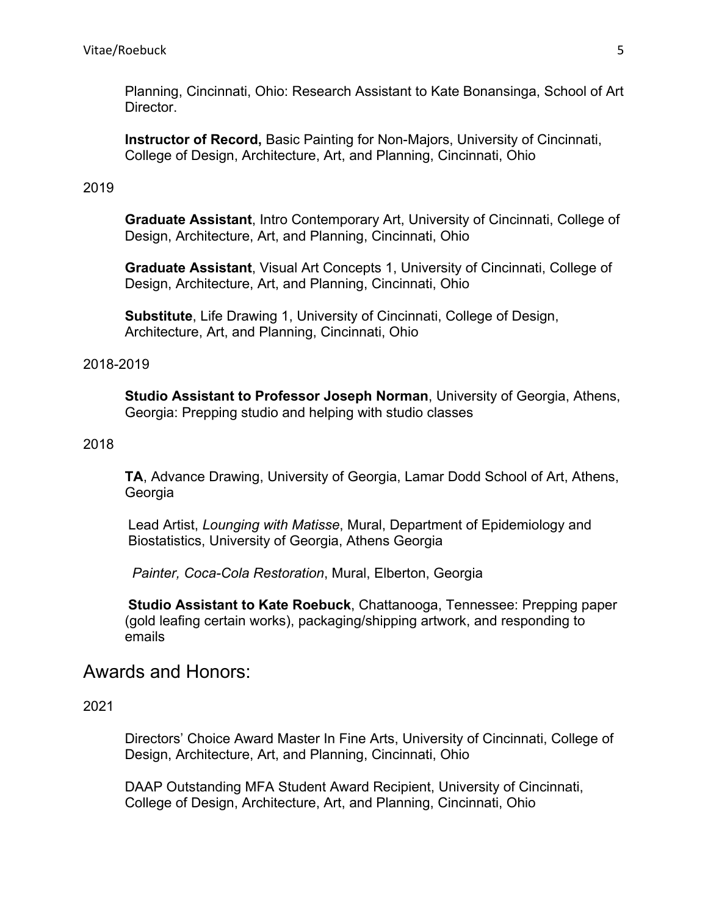Planning, Cincinnati, Ohio: Research Assistant to Kate Bonansinga, School of Art Director.

**Instructor of Record,** Basic Painting for Non-Majors, University of Cincinnati, College of Design, Architecture, Art, and Planning, Cincinnati, Ohio

2019

**Graduate Assistant**, Intro Contemporary Art, University of Cincinnati, College of Design, Architecture, Art, and Planning, Cincinnati, Ohio

**Graduate Assistant**, Visual Art Concepts 1, University of Cincinnati, College of Design, Architecture, Art, and Planning, Cincinnati, Ohio

**Substitute**, Life Drawing 1, University of Cincinnati, College of Design, Architecture, Art, and Planning, Cincinnati, Ohio

2018-2019

**Studio Assistant to Professor Joseph Norman**, University of Georgia, Athens, Georgia: Prepping studio and helping with studio classes

2018

**TA**, Advance Drawing, University of Georgia, Lamar Dodd School of Art, Athens, Georgia

Lead Artist, *Lounging with Matisse*, Mural, Department of Epidemiology and Biostatistics, University of Georgia, Athens Georgia

*Painter, Coca-Cola Restoration*, Mural, Elberton, Georgia

**Studio Assistant to Kate Roebuck**, Chattanooga, Tennessee: Prepping paper (gold leafing certain works), packaging/shipping artwork, and responding to emails

## Awards and Honors:

2021

Directors' Choice Award Master In Fine Arts, University of Cincinnati, College of Design, Architecture, Art, and Planning, Cincinnati, Ohio

DAAP Outstanding MFA Student Award Recipient, University of Cincinnati, College of Design, Architecture, Art, and Planning, Cincinnati, Ohio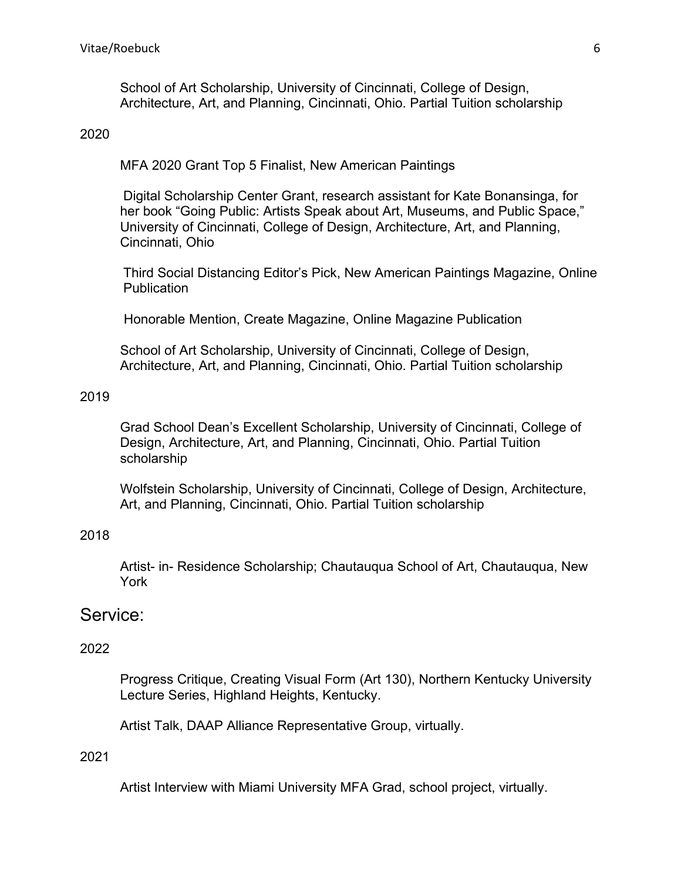School of Art Scholarship, University of Cincinnati, College of Design, Architecture, Art, and Planning, Cincinnati, Ohio. Partial Tuition scholarship

2020

MFA 2020 Grant Top 5 Finalist, New American Paintings

Digital Scholarship Center Grant, research assistant for Kate Bonansinga, for her book "Going Public: Artists Speak about Art, Museums, and Public Space," University of Cincinnati, College of Design, Architecture, Art, and Planning, Cincinnati, Ohio

Third Social Distancing Editor's Pick, New American Paintings Magazine, Online Publication

Honorable Mention, Create Magazine, Online Magazine Publication

School of Art Scholarship, University of Cincinnati, College of Design, Architecture, Art, and Planning, Cincinnati, Ohio. Partial Tuition scholarship

2019

Grad School Dean's Excellent Scholarship, University of Cincinnati, College of Design, Architecture, Art, and Planning, Cincinnati, Ohio. Partial Tuition scholarship

Wolfstein Scholarship, University of Cincinnati, College of Design, Architecture, Art, and Planning, Cincinnati, Ohio. Partial Tuition scholarship

2018

Artist- in- Residence Scholarship; Chautauqua School of Art, Chautauqua, New York

## Service:

2022

Progress Critique, Creating Visual Form (Art 130), Northern Kentucky University Lecture Series, Highland Heights, Kentucky.

Artist Talk, DAAP Alliance Representative Group, virtually.

2021

Artist Interview with Miami University MFA Grad, school project, virtually.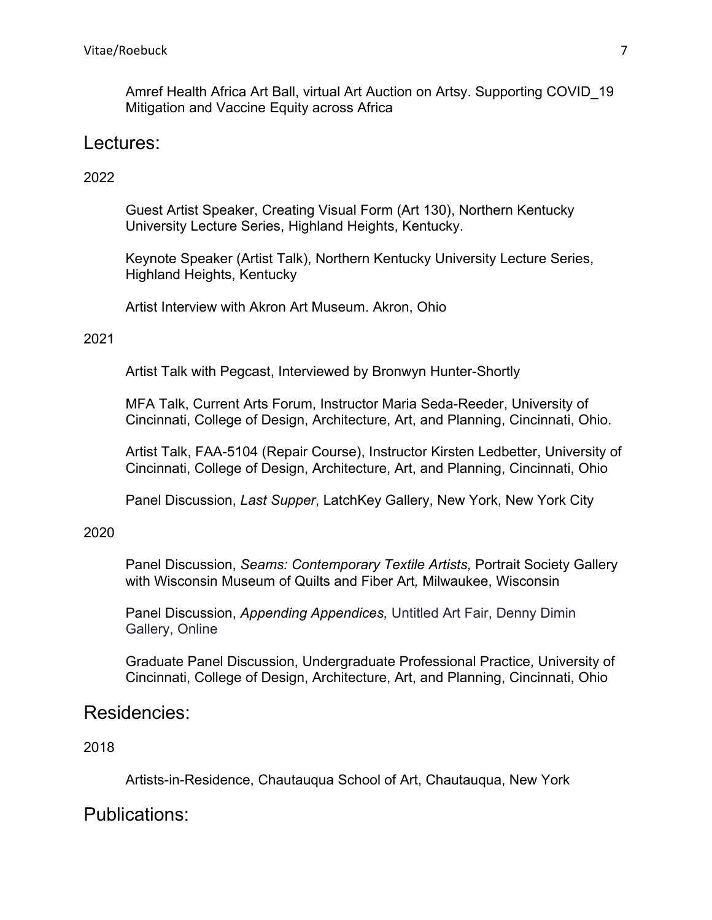Amref Health Africa Art Ball, virtual Art Auction on Artsy. Supporting COVID_19 Mitigation and Vaccine Equity across Africa

## Lectures:

2022

Guest Artist Speaker, Creating Visual Form (Art 130), Northern Kentucky University Lecture Series, Highland Heights, Kentucky.

Keynote Speaker (Artist Talk), Northern Kentucky University Lecture Series, Highland Heights, Kentucky

Artist Interview with Akron Art Museum. Akron, Ohio

2021

Artist Talk with Pegcast, Interviewed by Bronwyn Hunter-Shortly

MFA Talk, Current Arts Forum, Instructor Maria Seda-Reeder, University of Cincinnati, College of Design, Architecture, Art, and Planning, Cincinnati, Ohio.

Artist Talk, FAA-5104 (Repair Course), Instructor Kirsten Ledbetter, University of Cincinnati, College of Design, Architecture, Art, and Planning, Cincinnati, Ohio

Panel Discussion, *Last Supper*, LatchKey Gallery, New York, New York City

2020

Panel Discussion, *Seams: Contemporary Textile Artists,* Portrait Society Gallery with Wisconsin Museum of Quilts and Fiber Art*,* Milwaukee, Wisconsin

Panel Discussion, *Appending Appendices,* Untitled Art Fair, Denny Dimin Gallery, Online

Graduate Panel Discussion, Undergraduate Professional Practice, University of Cincinnati, College of Design, Architecture, Art, and Planning, Cincinnati, Ohio

## Residencies:

2018

Artists-in-Residence, Chautauqua School of Art, Chautauqua, New York

## Publications: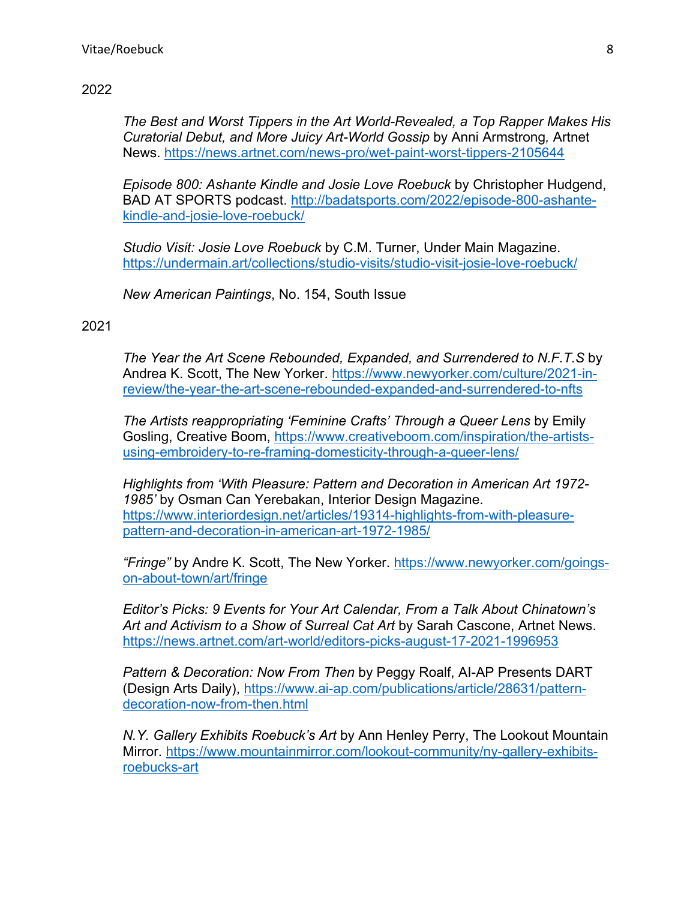2022

*The Best and Worst Tippers in the Art World-Revealed, a Top Rapper Makes His Curatorial Debut, and More Juicy Art-World Gossip* by Anni Armstrong, Artnet News. https://news.artnet.com/news-pro/wet-paint-worst-tippers-2105644

*Episode 800: Ashante Kindle and Josie Love Roebuck* by Christopher Hudgend, BAD AT SPORTS podcast. http://badatsports.com/2022/episode-800-ashante-kindle-and-josie-love-roebuck/

*Studio Visit: Josie Love Roebuck* by C.M. Turner, Under Main Magazine. https://undermain.art/collections/studio-visits/studio-visit-josie-love-roebuck/

*New American Paintings*, No. 154, South Issue

2021

*The Year the Art Scene Rebounded, Expanded, and Surrendered to N.F.T.S* by Andrea K. Scott, The New Yorker. https://www.newyorker.com/culture/2021-in-review/the-year-the-art-scene-rebounded-expanded-and-surrendered-to-nfts

*The Artists reappropriating 'Feminine Crafts' Through a Queer Lens* by Emily Gosling, Creative Boom, https://www.creativeboom.com/inspiration/the-artists-using-embroidery-to-re-framing-domesticity-through-a-queer-lens/

*Highlights from 'With Pleasure: Pattern and Decoration in American Art 1972-1985'* by Osman Can Yerebakan, Interior Design Magazine. https://www.interiordesign.net/articles/19314-highlights-from-with-pleasure-pattern-and-decoration-in-american-art-1972-1985/

*"Fringe"* by Andre K. Scott, The New Yorker. https://www.newyorker.com/goings-on-about-town/art/fringe

*Editor's Picks: 9 Events for Your Art Calendar, From a Talk About Chinatown's Art and Activism to a Show of Surreal Cat Art* by Sarah Cascone, Artnet News. https://news.artnet.com/art-world/editors-picks-august-17-2021-1996953

*Pattern & Decoration: Now From Then* by Peggy Roalf, AI-AP Presents DART (Design Arts Daily), https://www.ai-ap.com/publications/article/28631/pattern-decoration-now-from-then.html

*N.Y. Gallery Exhibits Roebuck's Art* by Ann Henley Perry, The Lookout Mountain Mirror. https://www.mountainmirror.com/lookout-community/ny-gallery-exhibits-roebucks-art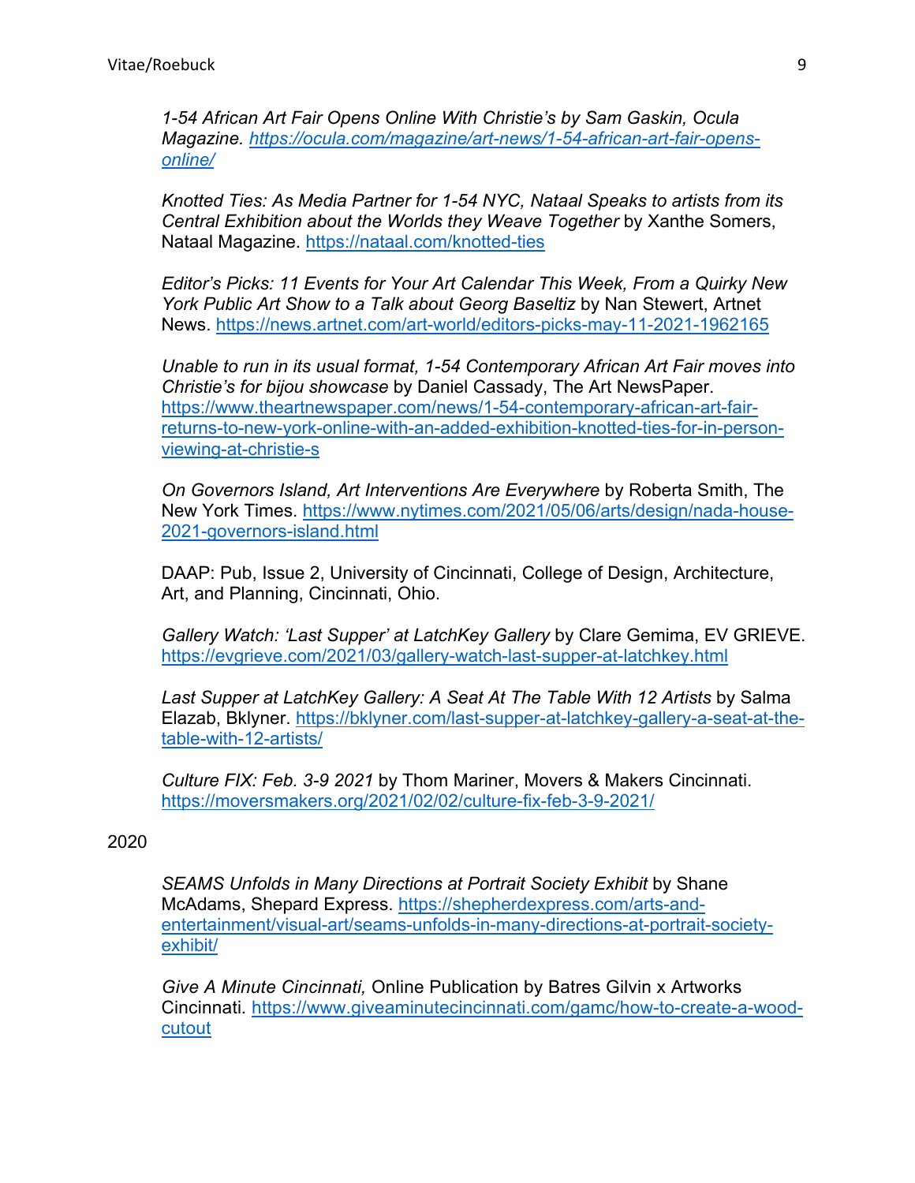*1-54 African Art Fair Opens Online With Christie's by Sam Gaskin, Ocula Magazine. https://ocula.com/magazine/art-news/1-54-african-art-fair-opens-online/*

*Knotted Ties: As Media Partner for 1-54 NYC, Nataal Speaks to artists from its Central Exhibition about the Worlds they Weave Together* by Xanthe Somers, Nataal Magazine. https://nataal.com/knotted-ties

*Editor's Picks: 11 Events for Your Art Calendar This Week, From a Quirky New York Public Art Show to a Talk about Georg Baseltiz* by Nan Stewert, Artnet News. https://news.artnet.com/art-world/editors-picks-may-11-2021-1962165

*Unable to run in its usual format, 1-54 Contemporary African Art Fair moves into Christie's for bijou showcase* by Daniel Cassady, The Art NewsPaper. https://www.theartnewspaper.com/news/1-54-contemporary-african-art-fair-returns-to-new-york-online-with-an-added-exhibition-knotted-ties-for-in-person-viewing-at-christie-s

*On Governors Island, Art Interventions Are Everywhere* by Roberta Smith, The New York Times. https://www.nytimes.com/2021/05/06/arts/design/nada-house-2021-governors-island.html

DAAP: Pub, Issue 2, University of Cincinnati, College of Design, Architecture, Art, and Planning, Cincinnati, Ohio.

*Gallery Watch: 'Last Supper' at LatchKey Gallery* by Clare Gemima, EV GRIEVE. https://evgrieve.com/2021/03/gallery-watch-last-supper-at-latchkey.html

*Last Supper at LatchKey Gallery: A Seat At The Table With 12 Artists* by Salma Elazab, Bklyner. https://bklyner.com/last-supper-at-latchkey-gallery-a-seat-at-the-table-with-12-artists/

*Culture FIX: Feb. 3-9 2021* by Thom Mariner, Movers & Makers Cincinnati. https://moversmakers.org/2021/02/02/culture-fix-feb-3-9-2021/

2020

*SEAMS Unfolds in Many Directions at Portrait Society Exhibit* by Shane McAdams, Shepard Express. https://shepherdexpress.com/arts-and-entertainment/visual-art/seams-unfolds-in-many-directions-at-portrait-society-exhibit/

*Give A Minute Cincinnati,* Online Publication by Batres Gilvin x Artworks Cincinnati. https://www.giveaminutecincinnati.com/gamc/how-to-create-a-wood-cutout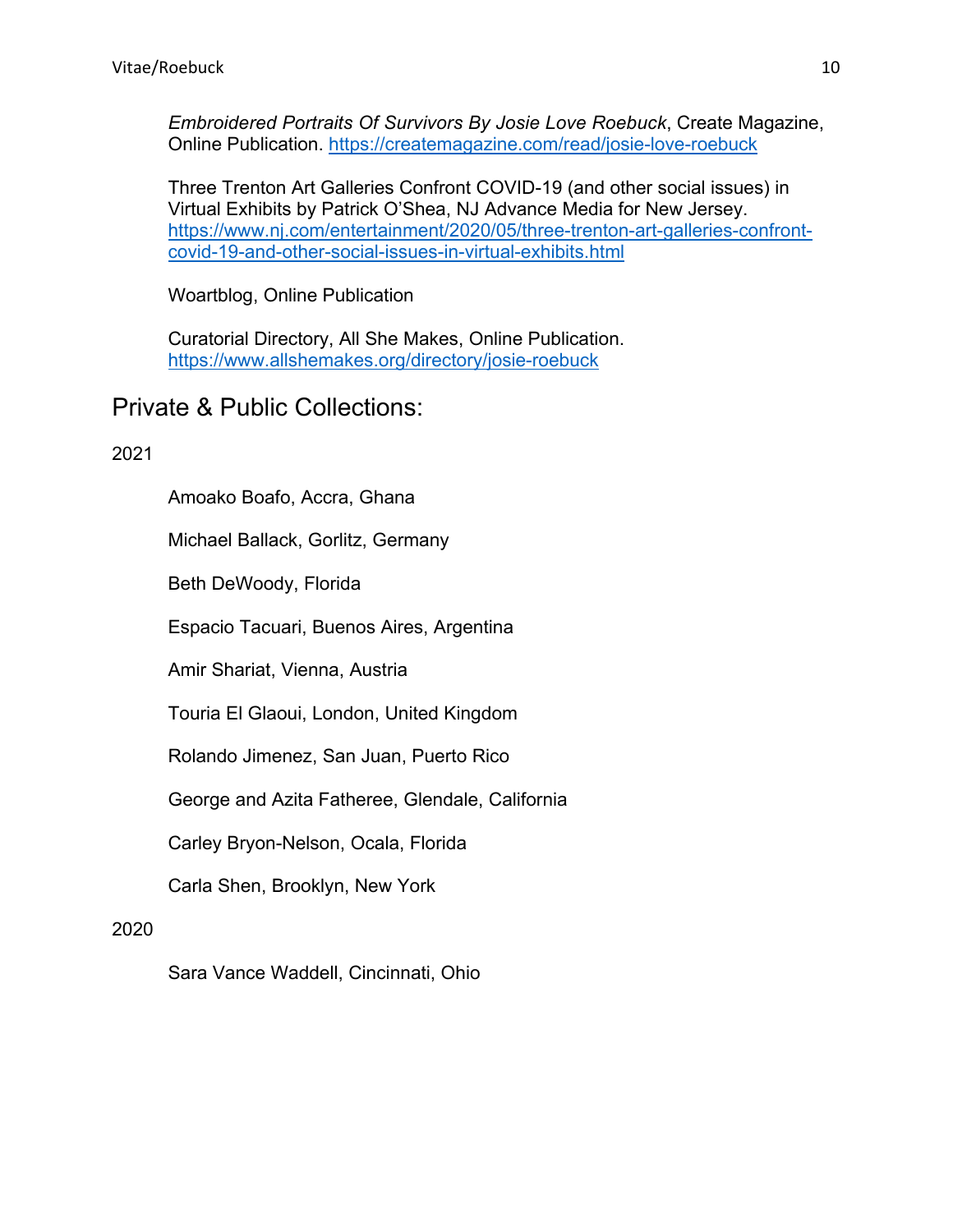*Embroidered Portraits Of Survivors By Josie Love Roebuck*, Create Magazine, Online Publication. https://createmagazine.com/read/josie-love-roebuck

Three Trenton Art Galleries Confront COVID-19 (and other social issues) in Virtual Exhibits by Patrick O'Shea, NJ Advance Media for New Jersey. https://www.nj.com/entertainment/2020/05/three-trenton-art-galleries-confront-covid-19-and-other-social-issues-in-virtual-exhibits.html

Woartblog, Online Publication

Curatorial Directory, All She Makes, Online Publication. https://www.allshemakes.org/directory/josie-roebuck

## Private & Public Collections:

2021

Amoako Boafo, Accra, Ghana

Michael Ballack, Gorlitz, Germany

Beth DeWoody, Florida

Espacio Tacuari, Buenos Aires, Argentina

Amir Shariat, Vienna, Austria

Touria El Glaoui, London, United Kingdom

Rolando Jimenez, San Juan, Puerto Rico

George and Azita Fatheree, Glendale, California

Carley Bryon-Nelson, Ocala, Florida

Carla Shen, Brooklyn, New York

2020

Sara Vance Waddell, Cincinnati, Ohio